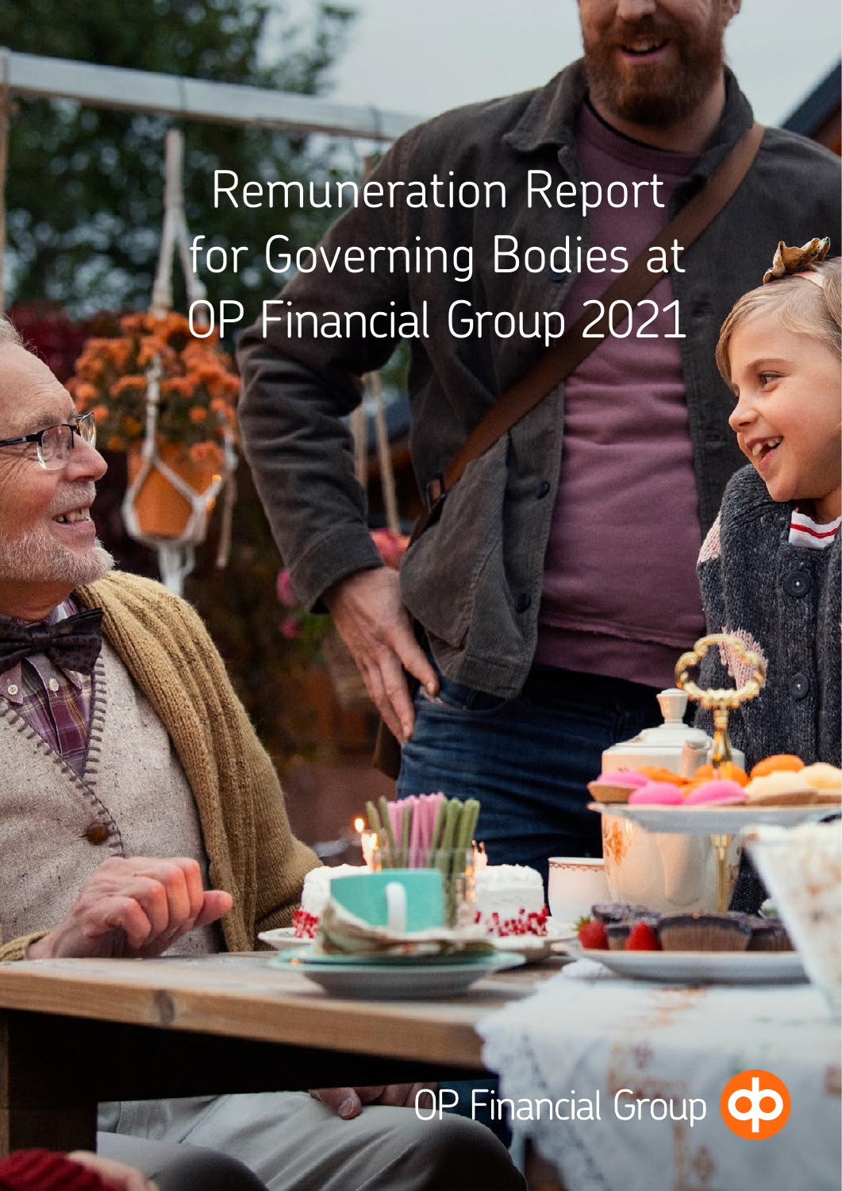# Remuneration Report for Governing Bodies at OP Financial Group 2021

OP Financial Group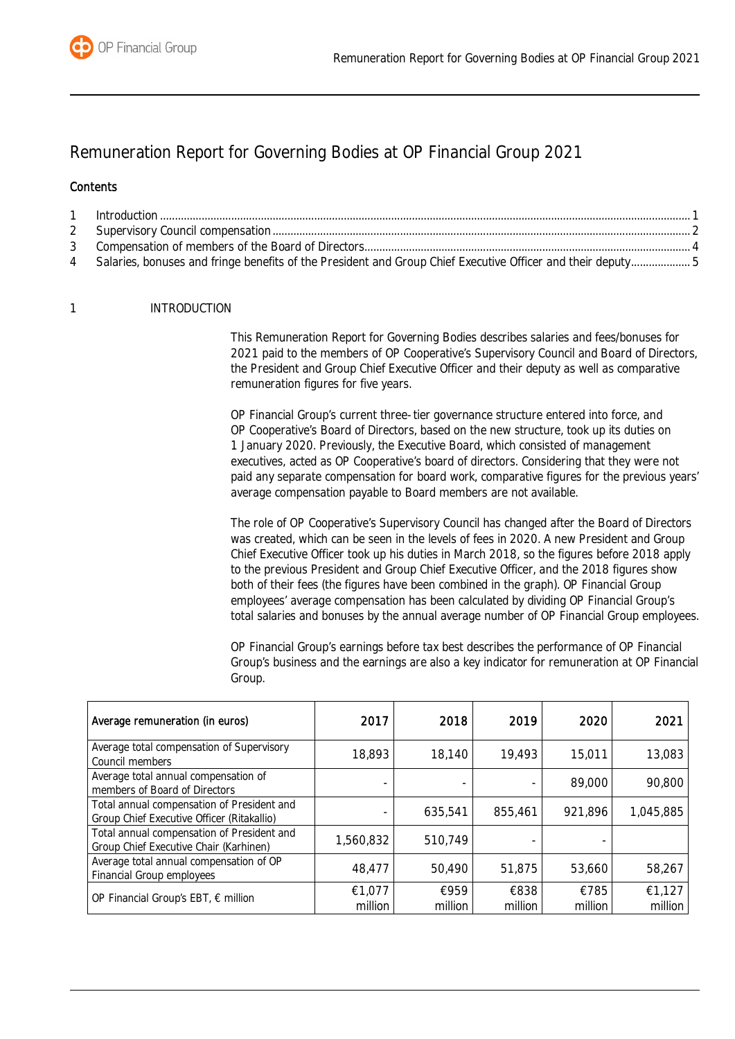# Remuneration Report for Governing Bodies at OP Financial Group 2021

**Contents**

1 Introduction ... 1
2 Supervisory Council compensation ... 2
3 Compensation of members of the Board of Directors ... 4
4 Salaries, bonuses and fringe benefits of the President and Group Chief Executive Officer and their deputy ... 5

## 1 INTRODUCTION

This Remuneration Report for Governing Bodies describes salaries and fees/bonuses for 2021 paid to the members of OP Cooperative's Supervisory Council and Board of Directors, the President and Group Chief Executive Officer and their deputy as well as comparative remuneration figures for five years.

OP Financial Group's current three-tier governance structure entered into force, and OP Cooperative's Board of Directors, based on the new structure, took up its duties on 1 January 2020. Previously, the Executive Board, which consisted of management executives, acted as OP Cooperative's board of directors. Considering that they were not paid any separate compensation for board work, comparative figures for the previous years' average compensation payable to Board members are not available.

The role of OP Cooperative's Supervisory Council has changed after the Board of Directors was created, which can be seen in the levels of fees in 2020. A new President and Group Chief Executive Officer took up his duties in March 2018, so the figures before 2018 apply to the previous President and Group Chief Executive Officer, and the 2018 figures show both of their fees (the figures have been combined in the graph). OP Financial Group employees' average compensation has been calculated by dividing OP Financial Group's total salaries and bonuses by the annual average number of OP Financial Group employees.

OP Financial Group's earnings before tax best describes the performance of OP Financial Group's business and the earnings are also a key indicator for remuneration at OP Financial Group.

| Average remuneration (in euros) | 2017 | 2018 | 2019 | 2020 | 2021 |
|---|---|---|---|---|---|
| Average total compensation of Supervisory Council members | 18,893 | 18,140 | 19,493 | 15,011 | 13,083 |
| Average total annual compensation of members of Board of Directors | - | - | - | 89,000 | 90,800 |
| Total annual compensation of President and Group Chief Executive Officer (Ritakallio) | - | 635,541 | 855,461 | 921,896 | 1,045,885 |
| Total annual compensation of President and Group Chief Executive Chair (Karhinen) | 1,560,832 | 510,749 | - | - | |
| Average total annual compensation of OP Financial Group employees | 48,477 | 50,490 | 51,875 | 53,660 | 58,267 |
| OP Financial Group's EBT, € million | €1,077 million | €959 million | €838 million | €785 million | €1,127 million |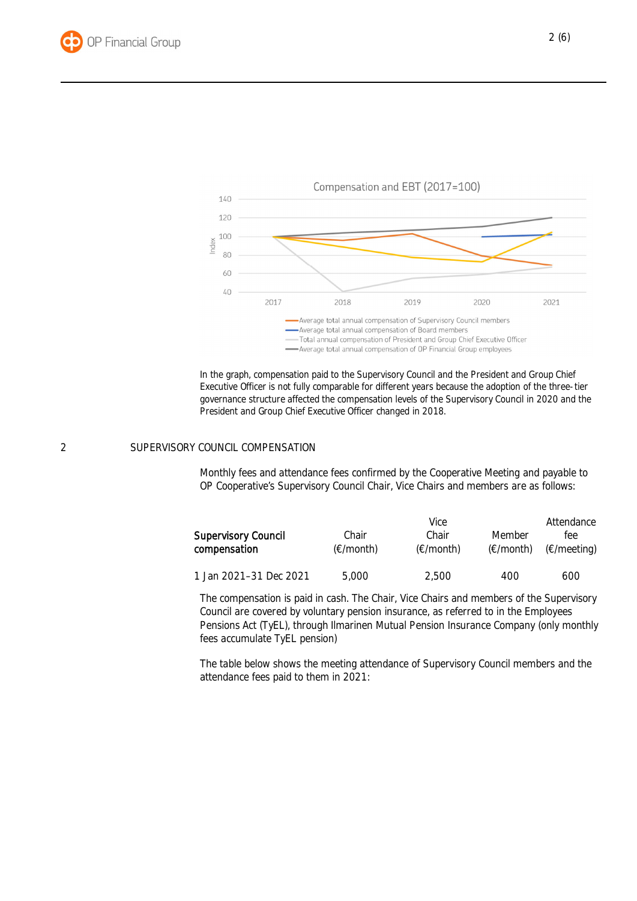Compensation and EBT (2017=100)

In the graph, compensation paid to the Supervisory Council and the President and Group Chief Executive Officer is not fully comparable for different years because the adoption of the three-tier governance structure affected the compensation levels of the Supervisory Council in 2020 and the President and Group Chief Executive Officer changed in 2018.

## 2 SUPERVISORY COUNCIL COMPENSATION

Monthly fees and attendance fees confirmed by the Cooperative Meeting and payable to OP Cooperative's Supervisory Council Chair, Vice Chairs and members are as follows:

| **Supervisory Council compensation** | Chair (€/month) | Vice Chair (€/month) | Member (€/month) | Attendance fee (€/meeting) |
|---|---|---|---|---|
| 1 Jan 2021–31 Dec 2021 | 5,000 | 2,500 | 400 | 600 |

The compensation is paid in cash. The Chair, Vice Chairs and members of the Supervisory Council are covered by voluntary pension insurance, as referred to in the Employees Pensions Act (TyEL), through Ilmarinen Mutual Pension Insurance Company (only monthly fees accumulate TyEL pension)

The table below shows the meeting attendance of Supervisory Council members and the attendance fees paid to them in 2021: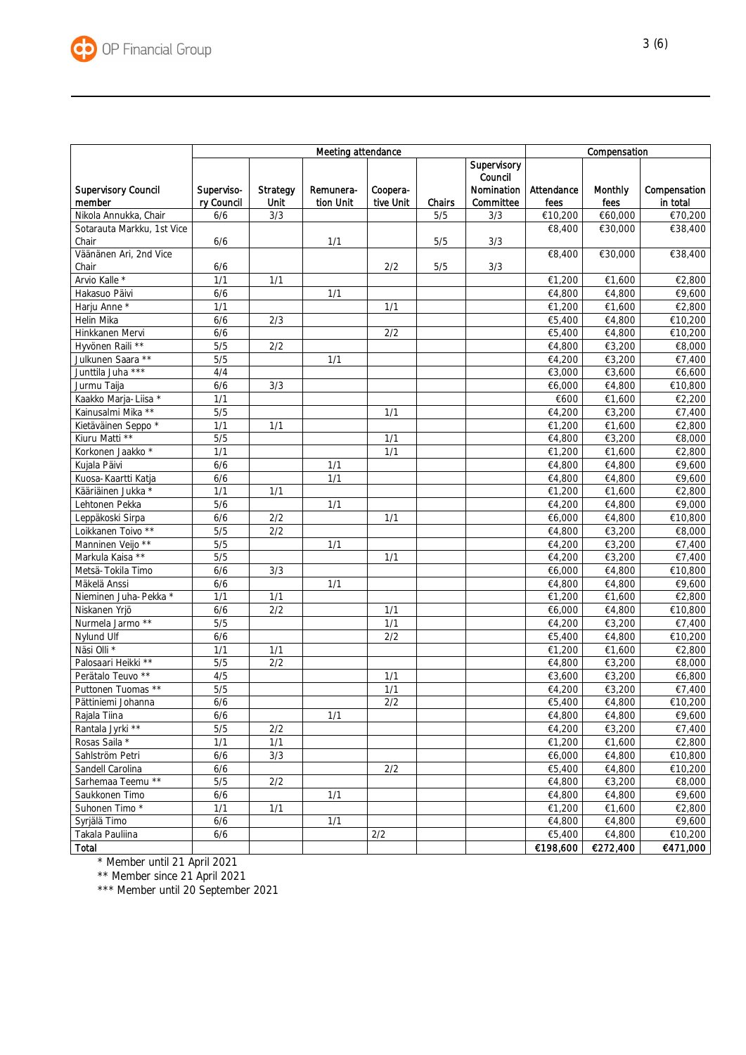| Supervisory Council member | Meeting attendance | | | | | | Compensation | | |
|---|---|---|---|---|---|---|---|---|---|
| | Supervisory Council | Strategy Unit | Remuneration Unit | Cooperative Unit | Chairs | Supervisory Council Nomination Committee | Attendance fees | Monthly fees | Compensation in total |
| Nikola Annukka, Chair | 6/6 | 3/3 | | | 5/5 | 3/3 | €10,200 | €60,000 | €70,200 |
| Sotarauta Markku, 1st Vice Chair | 6/6 | | 1/1 | | 5/5 | 3/3 | €8,400 | €30,000 | €38,400 |
| Väänänen Ari, 2nd Vice Chair | 6/6 | | | 2/2 | 5/5 | 3/3 | €8,400 | €30,000 | €38,400 |
| Arvio Kalle * | 1/1 | 1/1 | | | | | €1,200 | €1,600 | €2,800 |
| Hakasuo Päivi | 6/6 | | 1/1 | | | | €4,800 | €4,800 | €9,600 |
| Harju Anne * | 1/1 | | | 1/1 | | | €1,200 | €1,600 | €2,800 |
| Helin Mika | 6/6 | 2/3 | | | | | €5,400 | €4,800 | €10,200 |
| Hinkkanen Mervi | 6/6 | | | 2/2 | | | €5,400 | €4,800 | €10,200 |
| Hyvönen Raili ** | 5/5 | 2/2 | | | | | €4,800 | €3,200 | €8,000 |
| Julkunen Saara ** | 5/5 | | 1/1 | | | | €4,200 | €3,200 | €7,400 |
| Junttila Juha *** | 4/4 | | | | | | €3,000 | €3,600 | €6,600 |
| Jurmu Taija | 6/6 | 3/3 | | | | | €6,000 | €4,800 | €10,800 |
| Kaakko Marja-Liisa * | 1/1 | | | | | | €600 | €1,600 | €2,200 |
| Kainusalmi Mika ** | 5/5 | | | 1/1 | | | €4,200 | €3,200 | €7,400 |
| Kietäväinen Seppo * | 1/1 | 1/1 | | | | | €1,200 | €1,600 | €2,800 |
| Kiuru Matti ** | 5/5 | | | 1/1 | | | €4,800 | €3,200 | €8,000 |
| Korkonen Jaakko * | 1/1 | | | 1/1 | | | €1,200 | €1,600 | €2,800 |
| Kujala Päivi | 6/6 | | 1/1 | | | | €4,800 | €4,800 | €9,600 |
| Kuosa-Kaartti Katja | 6/6 | | 1/1 | | | | €4,800 | €4,800 | €9,600 |
| Kääriäinen Jukka * | 1/1 | 1/1 | | | | | €1,200 | €1,600 | €2,800 |
| Lehtonen Pekka | 5/6 | | 1/1 | | | | €4,200 | €4,800 | €9,000 |
| Leppäkoski Sirpa | 6/6 | 2/2 | | 1/1 | | | €6,000 | €4,800 | €10,800 |
| Loikkanen Toivo ** | 5/5 | 2/2 | | | | | €4,800 | €3,200 | €8,000 |
| Manninen Veijo ** | 5/5 | | 1/1 | | | | €4,200 | €3,200 | €7,400 |
| Markula Kaisa ** | 5/5 | | | 1/1 | | | €4,200 | €3,200 | €7,400 |
| Metsä-Tokila Timo | 6/6 | 3/3 | | | | | €6,000 | €4,800 | €10,800 |
| Mäkelä Anssi | 6/6 | | 1/1 | | | | €4,800 | €4,800 | €9,600 |
| Nieminen Juha-Pekka * | 1/1 | 1/1 | | | | | €1,200 | €1,600 | €2,800 |
| Niskanen Yrjö | 6/6 | 2/2 | | 1/1 | | | €6,000 | €4,800 | €10,800 |
| Nurmela Jarmo ** | 5/5 | | | 1/1 | | | €4,200 | €3,200 | €7,400 |
| Nylund Ulf | 6/6 | | | 2/2 | | | €5,400 | €4,800 | €10,200 |
| Näsi Olli * | 1/1 | 1/1 | | | | | €1,200 | €1,600 | €2,800 |
| Palosaari Heikki ** | 5/5 | 2/2 | | | | | €4,800 | €3,200 | €8,000 |
| Perätalo Teuvo ** | 4/5 | | | 1/1 | | | €3,600 | €3,200 | €6,800 |
| Puttonen Tuomas ** | 5/5 | | | 1/1 | | | €4,200 | €3,200 | €7,400 |
| Pättiniemi Johanna | 6/6 | | | 2/2 | | | €5,400 | €4,800 | €10,200 |
| Rajala Tiina | 6/6 | | 1/1 | | | | €4,800 | €4,800 | €9,600 |
| Rantala Jyrki ** | 5/5 | 2/2 | | | | | €4,200 | €3,200 | €7,400 |
| Rosas Saila * | 1/1 | 1/1 | | | | | €1,200 | €1,600 | €2,800 |
| Sahlström Petri | 6/6 | 3/3 | | | | | €6,000 | €4,800 | €10,800 |
| Sandell Carolina | 6/6 | | | 2/2 | | | €5,400 | €4,800 | €10,200 |
| Sarhemaa Teemu ** | 5/5 | 2/2 | | | | | €4,800 | €3,200 | €8,000 |
| Saukkonen Timo | 6/6 | | 1/1 | | | | €4,800 | €4,800 | €9,600 |
| Suhonen Timo * | 1/1 | 1/1 | | | | | €1,200 | €1,600 | €2,800 |
| Syrjälä Timo | 6/6 | | 1/1 | | | | €4,800 | €4,800 | €9,600 |
| Takala Pauliina | 6/6 | | | 2/2 | | | €5,400 | €4,800 | €10,200 |
| **Total** | | | | | | | **€198,600** | **€272,400** | **€471,000** |

\* Member until 21 April 2021

** Member since 21 April 2021

*** Member until 20 September 2021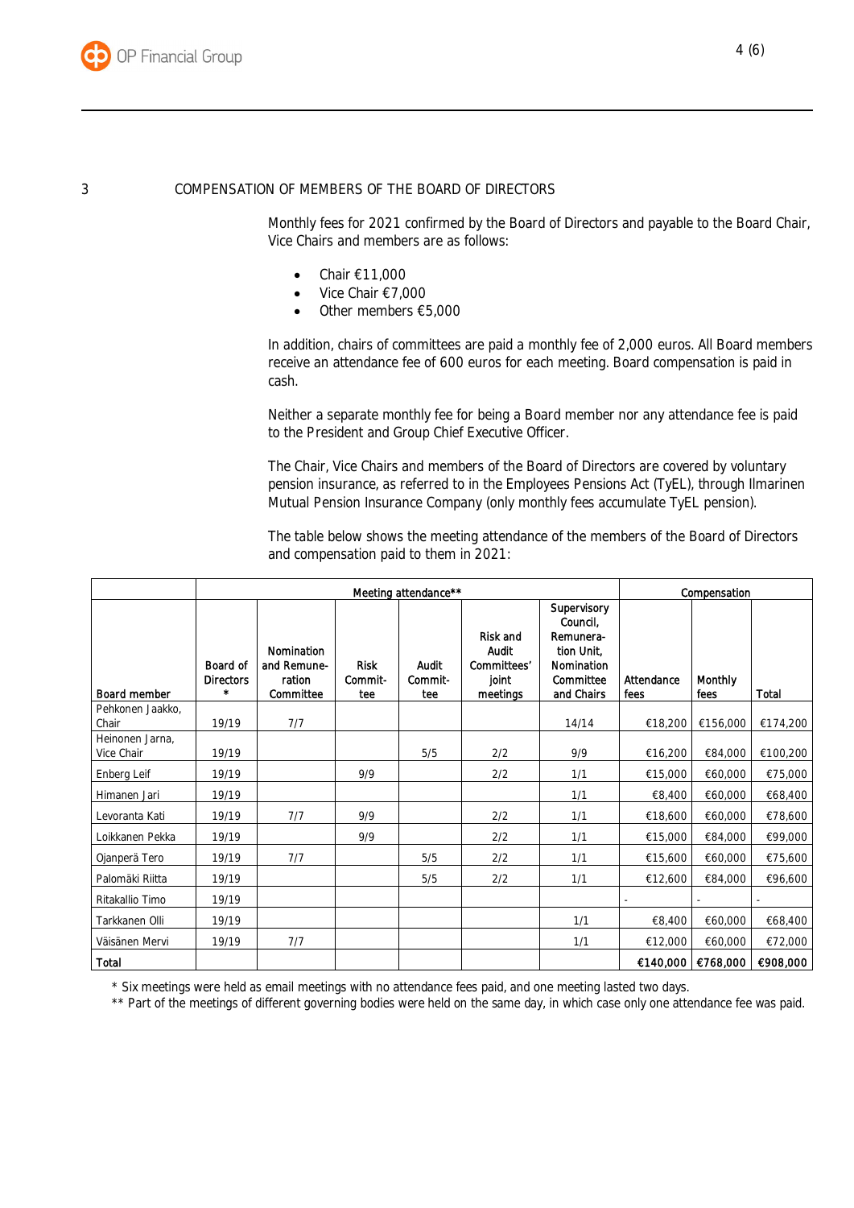## 3 COMPENSATION OF MEMBERS OF THE BOARD OF DIRECTORS

Monthly fees for 2021 confirmed by the Board of Directors and payable to the Board Chair, Vice Chairs and members are as follows:

- Chair €11,000
- Vice Chair €7,000
- Other members €5,000

In addition, chairs of committees are paid a monthly fee of 2,000 euros. All Board members receive an attendance fee of 600 euros for each meeting. Board compensation is paid in cash.

Neither a separate monthly fee for being a Board member nor any attendance fee is paid to the President and Group Chief Executive Officer.

The Chair, Vice Chairs and members of the Board of Directors are covered by voluntary pension insurance, as referred to in the Employees Pensions Act (TyEL), through Ilmarinen Mutual Pension Insurance Company (only monthly fees accumulate TyEL pension).

The table below shows the meeting attendance of the members of the Board of Directors and compensation paid to them in 2021:

| | Meeting attendance** | | | | | | Compensation | | |
|---|---|---|---|---|---|---|---|---|---|
| Board member | Board of Directors * | Nomination and Remuneration Committee | Risk Committee | Audit Committee | Risk and Audit Committees' joint meetings | Supervisory Council, Remuneration Unit, Nomination Committee and Chairs | Attendance fees | Monthly fees | Total |
| Pehkonen Jaakko, Chair | 19/19 | 7/7 | | | | 14/14 | €18,200 | €156,000 | €174,200 |
| Heinonen Jarna, Vice Chair | 19/19 | | | 5/5 | 2/2 | 9/9 | €16,200 | €84,000 | €100,200 |
| Enberg Leif | 19/19 | | 9/9 | | 2/2 | 1/1 | €15,000 | €60,000 | €75,000 |
| Himanen Jari | 19/19 | | | | | 1/1 | €8,400 | €60,000 | €68,400 |
| Levoranta Kati | 19/19 | 7/7 | 9/9 | | 2/2 | 1/1 | €18,600 | €60,000 | €78,600 |
| Loikkanen Pekka | 19/19 | | 9/9 | | 2/2 | 1/1 | €15,000 | €84,000 | €99,000 |
| Ojanperä Tero | 19/19 | 7/7 | | 5/5 | 2/2 | 1/1 | €15,600 | €60,000 | €75,600 |
| Palomäki Riitta | 19/19 | | | 5/5 | 2/2 | 1/1 | €12,600 | €84,000 | €96,600 |
| Ritakallio Timo | 19/19 | | | | | | - | - | - |
| Tarkkanen Olli | 19/19 | | | | | 1/1 | €8,400 | €60,000 | €68,400 |
| Väisänen Mervi | 19/19 | 7/7 | | | | 1/1 | €12,000 | €60,000 | €72,000 |
| **Total** | | | | | | | **€140,000** | **€768,000** | **€908,000** |

\* Six meetings were held as email meetings with no attendance fees paid, and one meeting lasted two days.

** Part of the meetings of different governing bodies were held on the same day, in which case only one attendance fee was paid.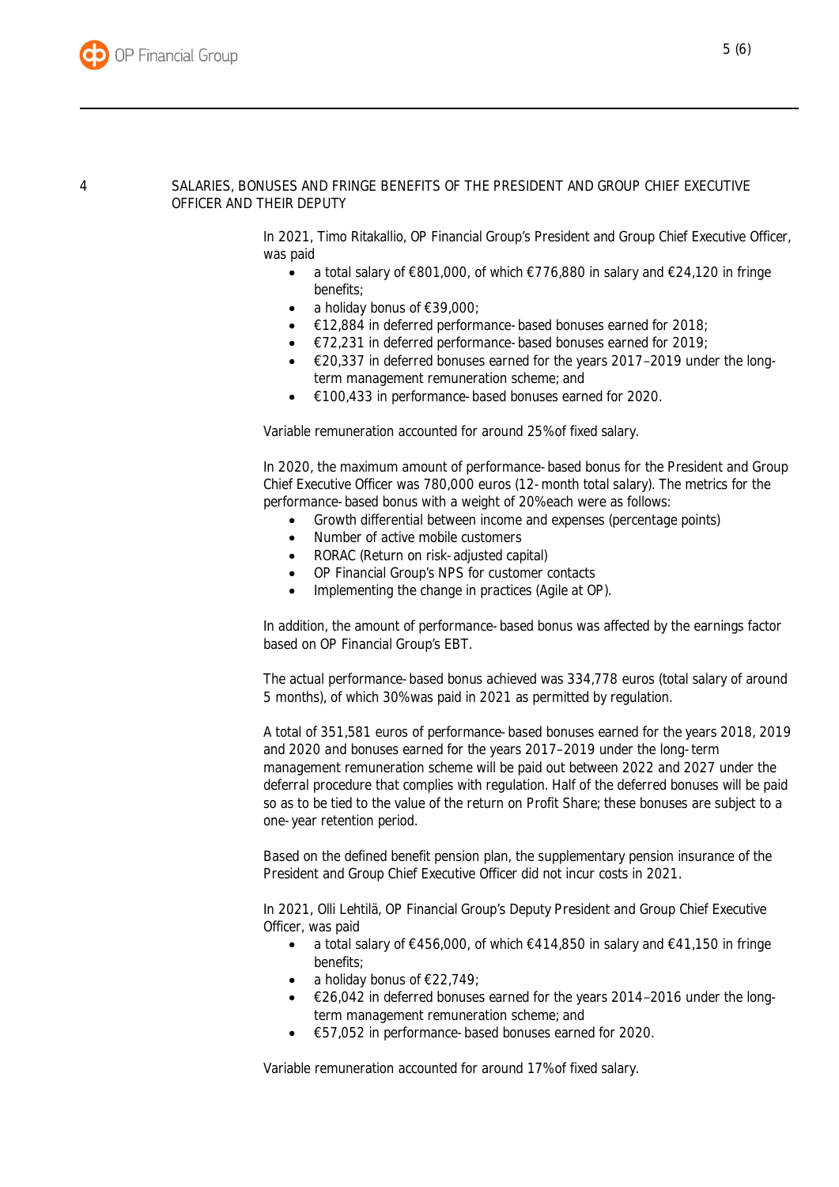## 4 SALARIES, BONUSES AND FRINGE BENEFITS OF THE PRESIDENT AND GROUP CHIEF EXECUTIVE OFFICER AND THEIR DEPUTY

In 2021, Timo Ritakallio, OP Financial Group's President and Group Chief Executive Officer, was paid

- a total salary of €801,000, of which €776,880 in salary and €24,120 in fringe benefits;
- a holiday bonus of €39,000;
- €12,884 in deferred performance-based bonuses earned for 2018;
- €72,231 in deferred performance-based bonuses earned for 2019;
- €20,337 in deferred bonuses earned for the years 2017–2019 under the long-term management remuneration scheme; and
- €100,433 in performance-based bonuses earned for 2020.

Variable remuneration accounted for around 25% of fixed salary.

In 2020, the maximum amount of performance-based bonus for the President and Group Chief Executive Officer was 780,000 euros (12-month total salary). The metrics for the performance-based bonus with a weight of 20% each were as follows:

- Growth differential between income and expenses (percentage points)
- Number of active mobile customers
- RORAC (Return on risk-adjusted capital)
- OP Financial Group's NPS for customer contacts
- Implementing the change in practices (Agile at OP).

In addition, the amount of performance-based bonus was affected by the earnings factor based on OP Financial Group's EBT.

The actual performance-based bonus achieved was 334,778 euros (total salary of around 5 months), of which 30% was paid in 2021 as permitted by regulation.

A total of 351,581 euros of performance-based bonuses earned for the years 2018, 2019 and 2020 and bonuses earned for the years 2017–2019 under the long-term management remuneration scheme will be paid out between 2022 and 2027 under the deferral procedure that complies with regulation. Half of the deferred bonuses will be paid so as to be tied to the value of the return on Profit Share; these bonuses are subject to a one-year retention period.

Based on the defined benefit pension plan, the supplementary pension insurance of the President and Group Chief Executive Officer did not incur costs in 2021.

In 2021, Olli Lehtilä, OP Financial Group's Deputy President and Group Chief Executive Officer, was paid

- a total salary of €456,000, of which €414,850 in salary and €41,150 in fringe benefits;
- a holiday bonus of €22,749;
- €26,042 in deferred bonuses earned for the years 2014–2016 under the long-term management remuneration scheme; and
- €57,052 in performance-based bonuses earned for 2020.

Variable remuneration accounted for around 17% of fixed salary.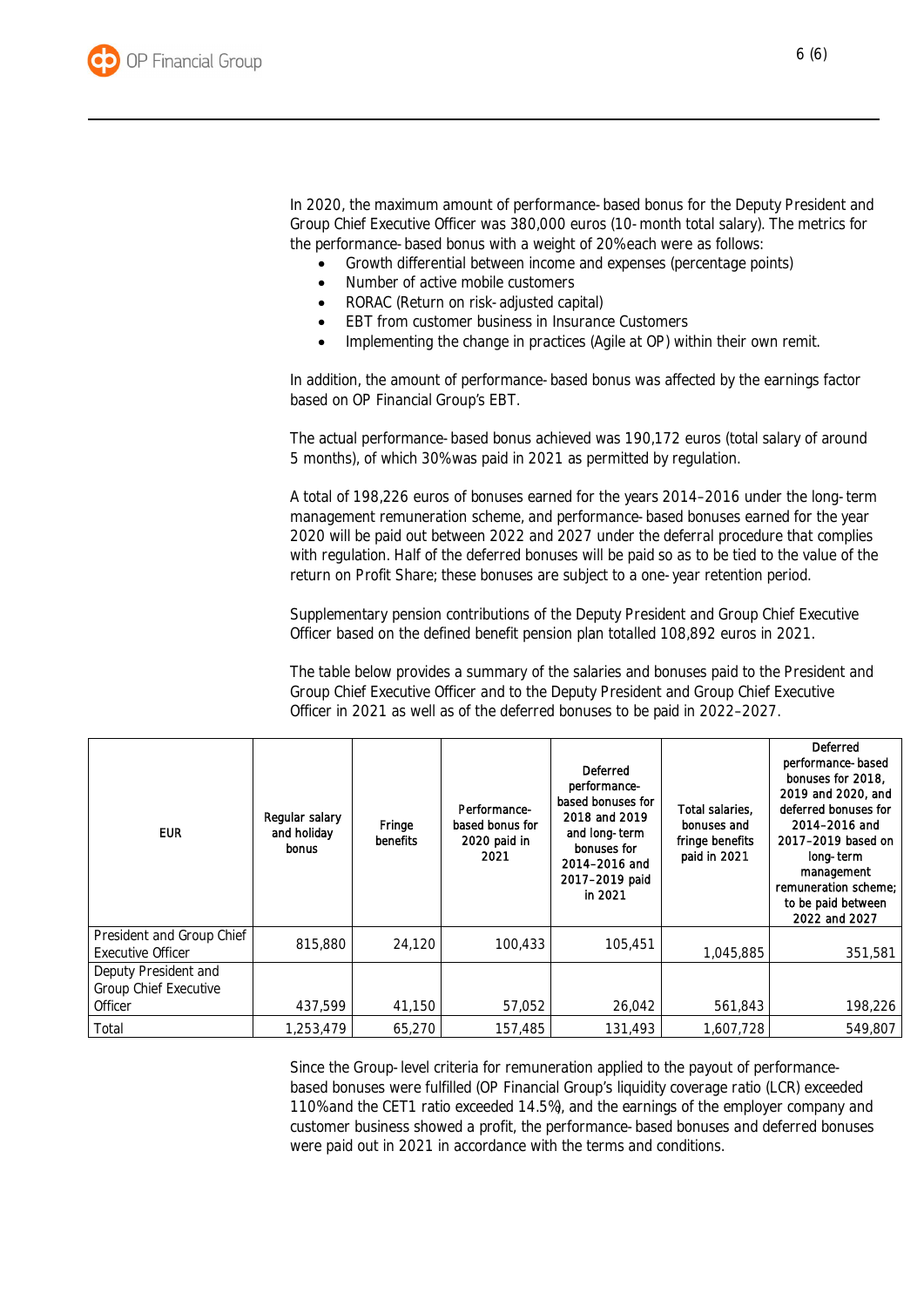In 2020, the maximum amount of performance-based bonus for the Deputy President and Group Chief Executive Officer was 380,000 euros (10-month total salary). The metrics for the performance-based bonus with a weight of 20% each were as follows:

- Growth differential between income and expenses (percentage points)
- Number of active mobile customers
- RORAC (Return on risk-adjusted capital)
- EBT from customer business in Insurance Customers
- Implementing the change in practices (Agile at OP) within their own remit.

In addition, the amount of performance-based bonus was affected by the earnings factor based on OP Financial Group's EBT.

The actual performance-based bonus achieved was 190,172 euros (total salary of around 5 months), of which 30% was paid in 2021 as permitted by regulation.

A total of 198,226 euros of bonuses earned for the years 2014–2016 under the long-term management remuneration scheme, and performance-based bonuses earned for the year 2020 will be paid out between 2022 and 2027 under the deferral procedure that complies with regulation. Half of the deferred bonuses will be paid so as to be tied to the value of the return on Profit Share; these bonuses are subject to a one-year retention period.

Supplementary pension contributions of the Deputy President and Group Chief Executive Officer based on the defined benefit pension plan totalled 108,892 euros in 2021.

The table below provides a summary of the salaries and bonuses paid to the President and Group Chief Executive Officer and to the Deputy President and Group Chief Executive Officer in 2021 as well as of the deferred bonuses to be paid in 2022–2027.

| EUR | Regular salary and holiday bonus | Fringe benefits | Performance-based bonus for 2020 paid in 2021 | Deferred performance-based bonuses for 2018 and 2019 and long-term bonuses for 2014–2016 and 2017–2019 paid in 2021 | Total salaries, bonuses and fringe benefits paid in 2021 | Deferred performance-based bonuses for 2018, 2019 and 2020, and deferred bonuses for 2014–2016 and 2017–2019 based on long-term management remuneration scheme; to be paid between 2022 and 2027 |
|---|---|---|---|---|---|---|
| President and Group Chief Executive Officer | 815,880 | 24,120 | 100,433 | 105,451 | 1,045,885 | 351,581 |
| Deputy President and Group Chief Executive Officer | 437,599 | 41,150 | 57,052 | 26,042 | 561,843 | 198,226 |
| Total | 1,253,479 | 65,270 | 157,485 | 131,493 | 1,607,728 | 549,807 |

Since the Group-level criteria for remuneration applied to the payout of performance-based bonuses were fulfilled (OP Financial Group's liquidity coverage ratio (LCR) exceeded 110% and the CET1 ratio exceeded 14.5%), and the earnings of the employer company and customer business showed a profit, the performance-based bonuses and deferred bonuses were paid out in 2021 in accordance with the terms and conditions.